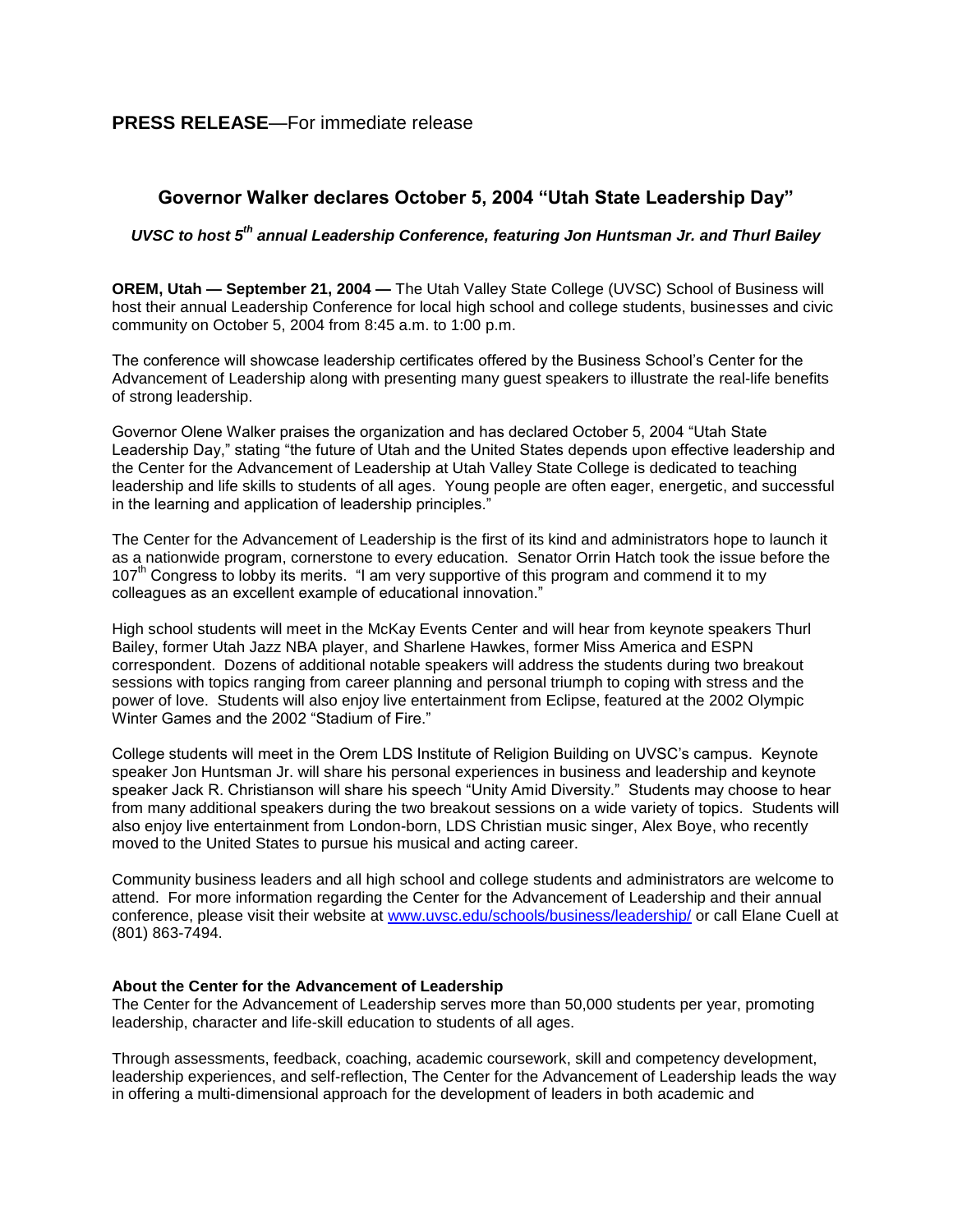**PRESS RELEASE**—For immediate release

## Governor Walker declares October 5, 2004 "Utah State Leadership Day"

***UVSC to host 5th annual Leadership Conference, featuring Jon Huntsman Jr. and Thurl Bailey***

**OREM, Utah — September 21, 2004 —** The Utah Valley State College (UVSC) School of Business will host their annual Leadership Conference for local high school and college students, businesses and civic community on October 5, 2004 from 8:45 a.m. to 1:00 p.m.

The conference will showcase leadership certificates offered by the Business School's Center for the Advancement of Leadership along with presenting many guest speakers to illustrate the real-life benefits of strong leadership.

Governor Olene Walker praises the organization and has declared October 5, 2004 "Utah State Leadership Day," stating "the future of Utah and the United States depends upon effective leadership and the Center for the Advancement of Leadership at Utah Valley State College is dedicated to teaching leadership and life skills to students of all ages. Young people are often eager, energetic, and successful in the learning and application of leadership principles."

The Center for the Advancement of Leadership is the first of its kind and administrators hope to launch it as a nationwide program, cornerstone to every education. Senator Orrin Hatch took the issue before the 107th Congress to lobby its merits. "I am very supportive of this program and commend it to my colleagues as an excellent example of educational innovation."

High school students will meet in the McKay Events Center and will hear from keynote speakers Thurl Bailey, former Utah Jazz NBA player, and Sharlene Hawkes, former Miss America and ESPN correspondent. Dozens of additional notable speakers will address the students during two breakout sessions with topics ranging from career planning and personal triumph to coping with stress and the power of love. Students will also enjoy live entertainment from Eclipse, featured at the 2002 Olympic Winter Games and the 2002 "Stadium of Fire."

College students will meet in the Orem LDS Institute of Religion Building on UVSC's campus. Keynote speaker Jon Huntsman Jr. will share his personal experiences in business and leadership and keynote speaker Jack R. Christianson will share his speech "Unity Amid Diversity." Students may choose to hear from many additional speakers during the two breakout sessions on a wide variety of topics. Students will also enjoy live entertainment from London-born, LDS Christian music singer, Alex Boye, who recently moved to the United States to pursue his musical and acting career.

Community business leaders and all high school and college students and administrators are welcome to attend. For more information regarding the Center for the Advancement of Leadership and their annual conference, please visit their website at www.uvsc.edu/schools/business/leadership/ or call Elane Cuell at (801) 863-7494.

**About the Center for the Advancement of Leadership**
The Center for the Advancement of Leadership serves more than 50,000 students per year, promoting leadership, character and life-skill education to students of all ages.

Through assessments, feedback, coaching, academic coursework, skill and competency development, leadership experiences, and self-reflection, The Center for the Advancement of Leadership leads the way in offering a multi-dimensional approach for the development of leaders in both academic and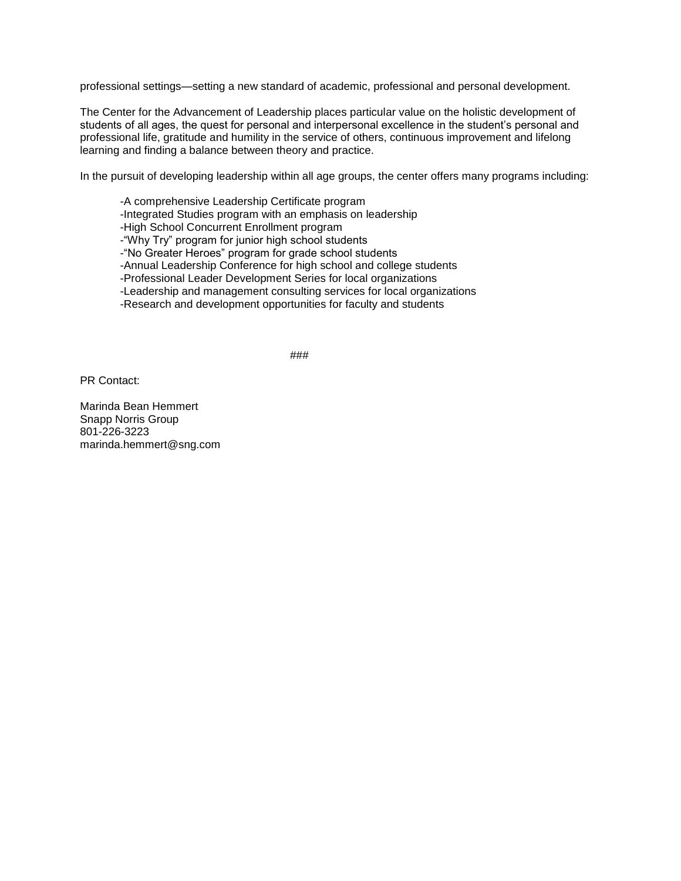professional settings—setting a new standard of academic, professional and personal development.

The Center for the Advancement of Leadership places particular value on the holistic development of students of all ages, the quest for personal and interpersonal excellence in the student's personal and professional life, gratitude and humility in the service of others, continuous improvement and lifelong learning and finding a balance between theory and practice.

In the pursuit of developing leadership within all age groups, the center offers many programs including:

- A comprehensive Leadership Certificate program
- Integrated Studies program with an emphasis on leadership
- High School Concurrent Enrollment program
- "Why Try" program for junior high school students
- "No Greater Heroes" program for grade school students
- Annual Leadership Conference for high school and college students
- Professional Leader Development Series for local organizations
- Leadership and management consulting services for local organizations
- Research and development opportunities for faculty and students

###

PR Contact:

Marinda Bean Hemmert
Snapp Norris Group
801-226-3223
marinda.hemmert@sng.com